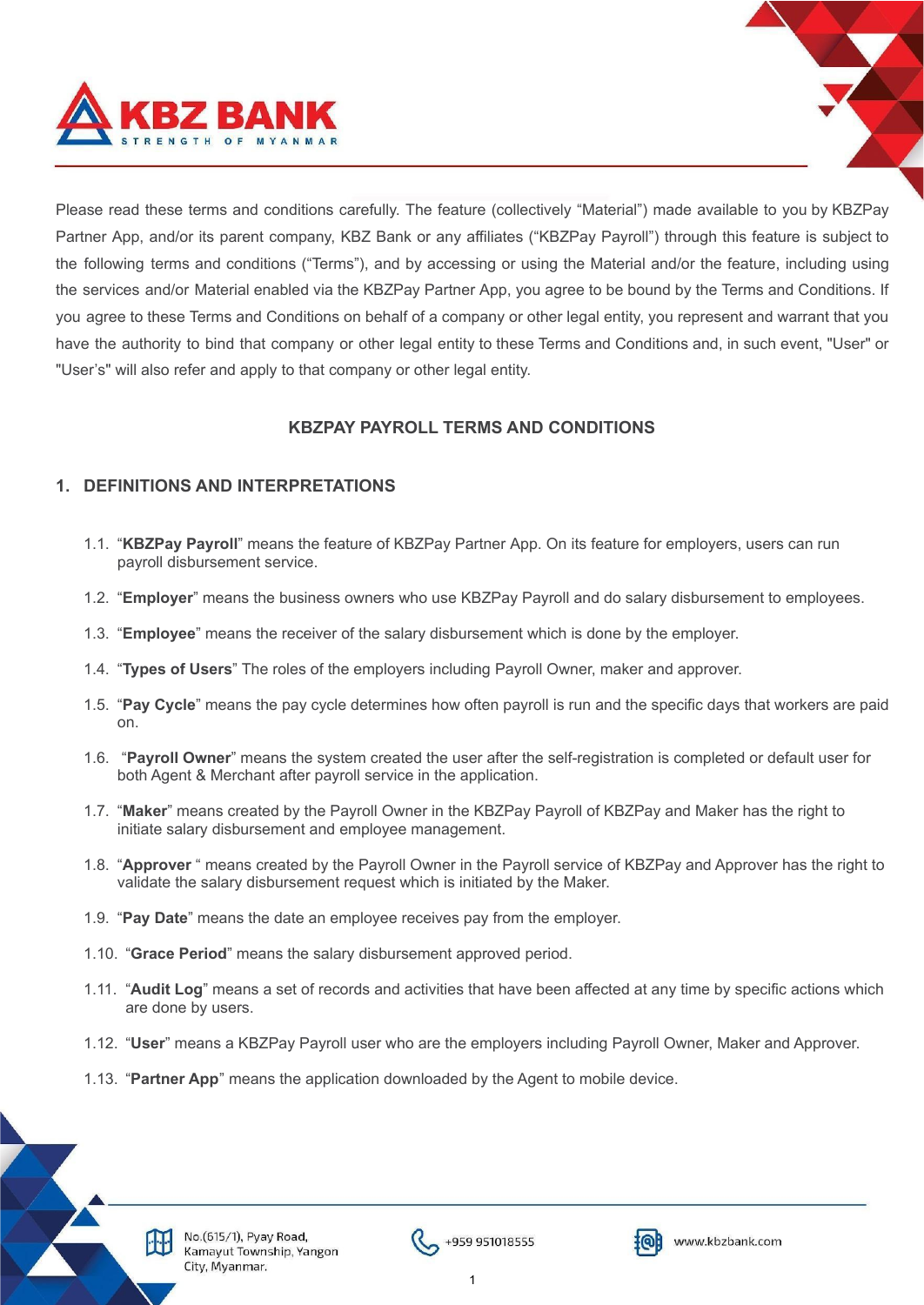Please read these terms and conditions carefully. The feature (collectively "Material") made available to you by KBZPay Partner App, and/or its parent company, KBZ Bank or any affiliates ("KBZPay Payroll") through this feature is subject to the following terms and conditions ("Terms"), and by accessing or using the Material and/or the feature, including using the services and/or Material enabled via the KBZPay Partner App, you agree to be bound by the Terms and Conditions. If you agree to these Terms and Conditions on behalf of a company or other legal entity, you represent and warrant that you have the authority to bind that company or other legal entity to these Terms and Conditions and, in such event, "User" or "User's" will also refer and apply to that company or other legal entity.

## KBZPAY PAYROLL TERMS AND CONDITIONS

### 1. DEFINITIONS AND INTERPRETATIONS

1.1. "**KBZPay Payroll**" means the feature of KBZPay Partner App. On its feature for employers, users can run payroll disbursement service.

1.2. "**Employer**" means the business owners who use KBZPay Payroll and do salary disbursement to employees.

1.3. "**Employee**" means the receiver of the salary disbursement which is done by the employer.

1.4. "**Types of Users**" The roles of the employers including Payroll Owner, maker and approver.

1.5. "**Pay Cycle**" means the pay cycle determines how often payroll is run and the specific days that workers are paid on.

1.6. "**Payroll Owner**" means the system created the user after the self-registration is completed or default user for both Agent & Merchant after payroll service in the application.

1.7. "**Maker**" means created by the Payroll Owner in the KBZPay Payroll of KBZPay and Maker has the right to initiate salary disbursement and employee management.

1.8. "**Approver** " means created by the Payroll Owner in the Payroll service of KBZPay and Approver has the right to validate the salary disbursement request which is initiated by the Maker.

1.9. "**Pay Date**" means the date an employee receives pay from the employer.

1.10. "**Grace Period**" means the salary disbursement approved period.

1.11. "**Audit Log**" means a set of records and activities that have been affected at any time by specific actions which are done by users.

1.12. "**User**" means a KBZPay Payroll user who are the employers including Payroll Owner, Maker and Approver.

1.13. "**Partner App**" means the application downloaded by the Agent to mobile device.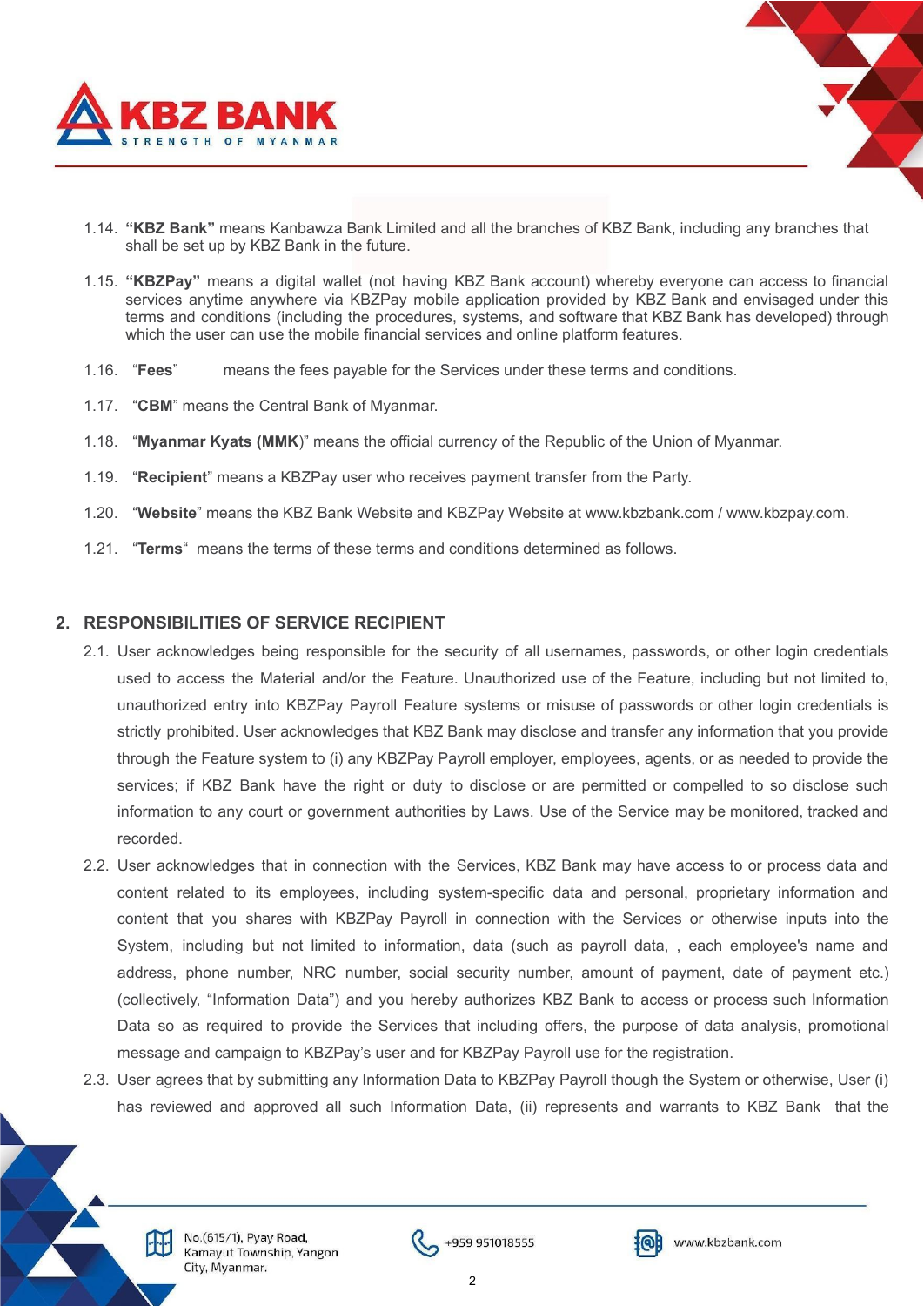1.14. **"KBZ Bank"** means Kanbawza Bank Limited and all the branches of KBZ Bank, including any branches that shall be set up by KBZ Bank in the future.

1.15. **"KBZPay"** means a digital wallet (not having KBZ Bank account) whereby everyone can access to financial services anytime anywhere via KBZPay mobile application provided by KBZ Bank and envisaged under this terms and conditions (including the procedures, systems, and software that KBZ Bank has developed) through which the user can use the mobile financial services and online platform features.

1.16. "**Fees**" means the fees payable for the Services under these terms and conditions.

1.17. "**CBM**" means the Central Bank of Myanmar.

1.18. "**Myanmar Kyats (MMK**)" means the official currency of the Republic of the Union of Myanmar.

1.19. "**Recipient**" means a KBZPay user who receives payment transfer from the Party.

1.20. "**Website**" means the KBZ Bank Website and KBZPay Website at www.kbzbank.com / www.kbzpay.com.

1.21. "**Terms**" means the terms of these terms and conditions determined as follows.

## 2. RESPONSIBILITIES OF SERVICE RECIPIENT

2.1. User acknowledges being responsible for the security of all usernames, passwords, or other login credentials used to access the Material and/or the Feature. Unauthorized use of the Feature, including but not limited to, unauthorized entry into KBZPay Payroll Feature systems or misuse of passwords or other login credentials is strictly prohibited. User acknowledges that KBZ Bank may disclose and transfer any information that you provide through the Feature system to (i) any KBZPay Payroll employer, employees, agents, or as needed to provide the services; if KBZ Bank have the right or duty to disclose or are permitted or compelled to so disclose such information to any court or government authorities by Laws. Use of the Service may be monitored, tracked and recorded.

2.2. User acknowledges that in connection with the Services, KBZ Bank may have access to or process data and content related to its employees, including system-specific data and personal, proprietary information and content that you shares with KBZPay Payroll in connection with the Services or otherwise inputs into the System, including but not limited to information, data (such as payroll data, , each employee's name and address, phone number, NRC number, social security number, amount of payment, date of payment etc.) (collectively, "Information Data") and you hereby authorizes KBZ Bank to access or process such Information Data so as required to provide the Services that including offers, the purpose of data analysis, promotional message and campaign to KBZPay's user and for KBZPay Payroll use for the registration.

2.3. User agrees that by submitting any Information Data to KBZPay Payroll though the System or otherwise, User (i) has reviewed and approved all such Information Data, (ii) represents and warrants to KBZ Bank that the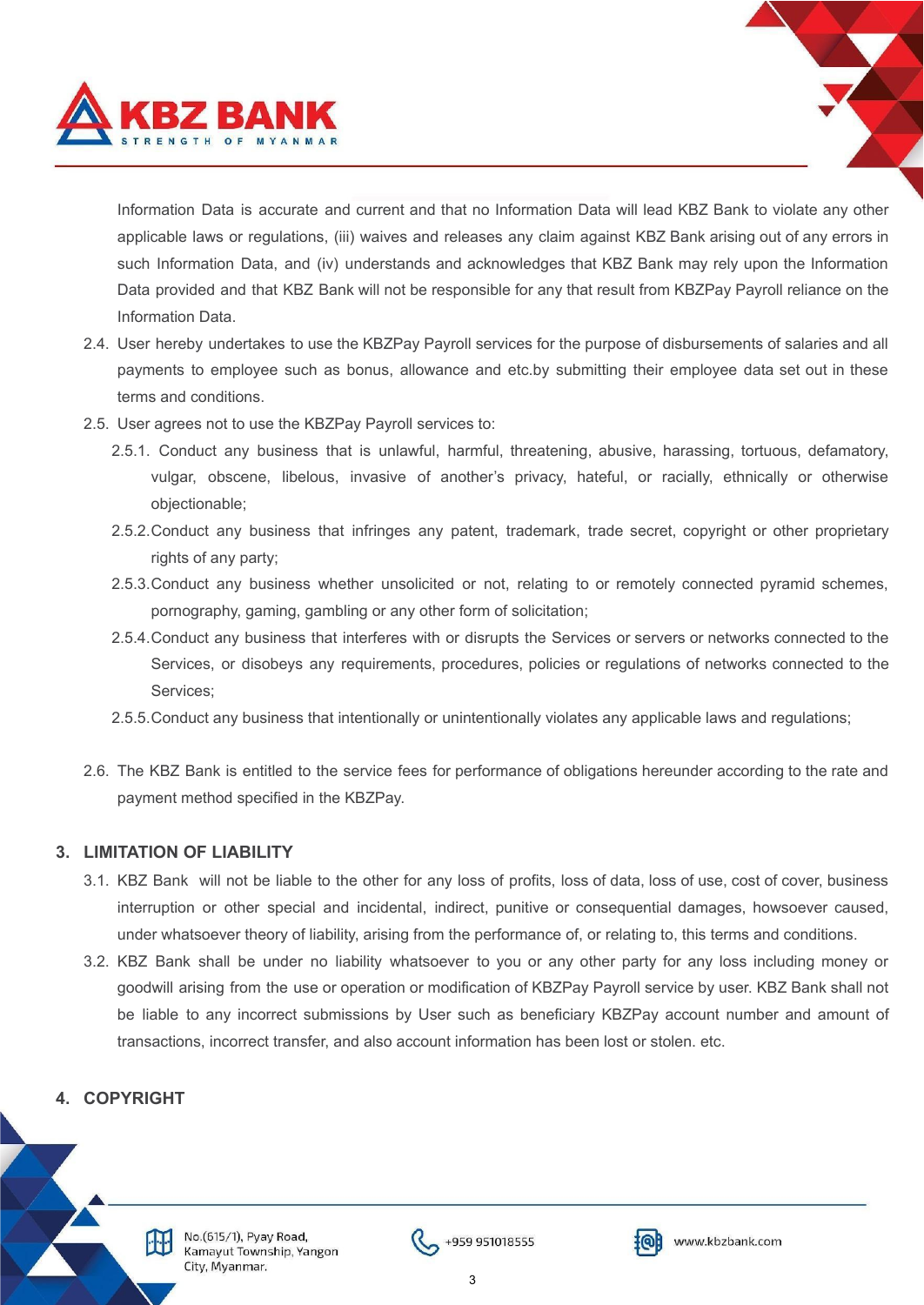Information Data is accurate and current and that no Information Data will lead KBZ Bank to violate any other applicable laws or regulations, (iii) waives and releases any claim against KBZ Bank arising out of any errors in such Information Data, and (iv) understands and acknowledges that KBZ Bank may rely upon the Information Data provided and that KBZ Bank will not be responsible for any that result from KBZPay Payroll reliance on the Information Data.

2.4. User hereby undertakes to use the KBZPay Payroll services for the purpose of disbursements of salaries and all payments to employee such as bonus, allowance and etc.by submitting their employee data set out in these terms and conditions.

2.5. User agrees not to use the KBZPay Payroll services to:

2.5.1. Conduct any business that is unlawful, harmful, threatening, abusive, harassing, tortuous, defamatory, vulgar, obscene, libelous, invasive of another's privacy, hateful, or racially, ethnically or otherwise objectionable;

2.5.2. Conduct any business that infringes any patent, trademark, trade secret, copyright or other proprietary rights of any party;

2.5.3. Conduct any business whether unsolicited or not, relating to or remotely connected pyramid schemes, pornography, gaming, gambling or any other form of solicitation;

2.5.4. Conduct any business that interferes with or disrupts the Services or servers or networks connected to the Services, or disobeys any requirements, procedures, policies or regulations of networks connected to the Services;

2.5.5. Conduct any business that intentionally or unintentionally violates any applicable laws and regulations;

2.6. The KBZ Bank is entitled to the service fees for performance of obligations hereunder according to the rate and payment method specified in the KBZPay.

## 3. LIMITATION OF LIABILITY

3.1. KBZ Bank will not be liable to the other for any loss of profits, loss of data, loss of use, cost of cover, business interruption or other special and incidental, indirect, punitive or consequential damages, howsoever caused, under whatsoever theory of liability, arising from the performance of, or relating to, this terms and conditions.

3.2. KBZ Bank shall be under no liability whatsoever to you or any other party for any loss including money or goodwill arising from the use or operation or modification of KBZPay Payroll service by user. KBZ Bank shall not be liable to any incorrect submissions by User such as beneficiary KBZPay account number and amount of transactions, incorrect transfer, and also account information has been lost or stolen. etc.

## 4. COPYRIGHT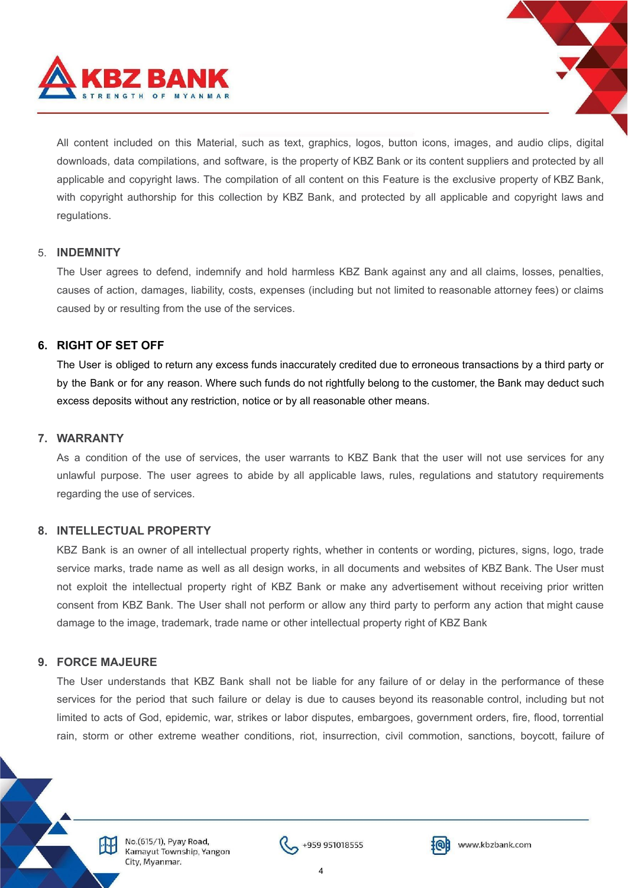All content included on this Material, such as text, graphics, logos, button icons, images, and audio clips, digital downloads, data compilations, and software, is the property of KBZ Bank or its content suppliers and protected by all applicable and copyright laws. The compilation of all content on this Feature is the exclusive property of KBZ Bank, with copyright authorship for this collection by KBZ Bank, and protected by all applicable and copyright laws and regulations.

5. **INDEMNITY**

The User agrees to defend, indemnify and hold harmless KBZ Bank against any and all claims, losses, penalties, causes of action, damages, liability, costs, expenses (including but not limited to reasonable attorney fees) or claims caused by or resulting from the use of the services.

6. **RIGHT OF SET OFF**

The User is obliged to return any excess funds inaccurately credited due to erroneous transactions by a third party or by the Bank or for any reason. Where such funds do not rightfully belong to the customer, the Bank may deduct such excess deposits without any restriction, notice or by all reasonable other means.

7. **WARRANTY**

As a condition of the use of services, the user warrants to KBZ Bank that the user will not use services for any unlawful purpose. The user agrees to abide by all applicable laws, rules, regulations and statutory requirements regarding the use of services.

8. **INTELLECTUAL PROPERTY**

KBZ Bank is an owner of all intellectual property rights, whether in contents or wording, pictures, signs, logo, trade service marks, trade name as well as all design works, in all documents and websites of KBZ Bank. The User must not exploit the intellectual property right of KBZ Bank or make any advertisement without receiving prior written consent from KBZ Bank. The User shall not perform or allow any third party to perform any action that might cause damage to the image, trademark, trade name or other intellectual property right of KBZ Bank

9. **FORCE MAJEURE**

The User understands that KBZ Bank shall not be liable for any failure of or delay in the performance of these services for the period that such failure or delay is due to causes beyond its reasonable control, including but not limited to acts of God, epidemic, war, strikes or labor disputes, embargoes, government orders, fire, flood, torrential rain, storm or other extreme weather conditions, riot, insurrection, civil commotion, sanctions, boycott, failure of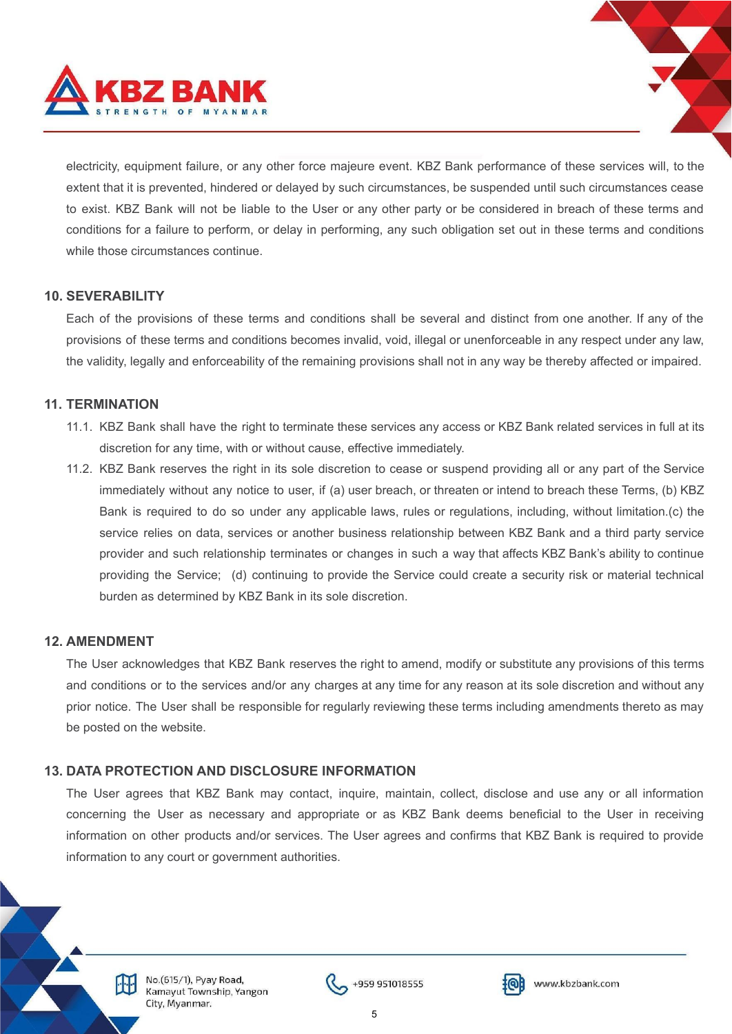electricity, equipment failure, or any other force majeure event. KBZ Bank performance of these services will, to the extent that it is prevented, hindered or delayed by such circumstances, be suspended until such circumstances cease to exist. KBZ Bank will not be liable to the User or any other party or be considered in breach of these terms and conditions for a failure to perform, or delay in performing, any such obligation set out in these terms and conditions while those circumstances continue.

## 10. SEVERABILITY

Each of the provisions of these terms and conditions shall be several and distinct from one another. If any of the provisions of these terms and conditions becomes invalid, void, illegal or unenforceable in any respect under any law, the validity, legally and enforceability of the remaining provisions shall not in any way be thereby affected or impaired.

## 11. TERMINATION

11.1. KBZ Bank shall have the right to terminate these services any access or KBZ Bank related services in full at its discretion for any time, with or without cause, effective immediately.

11.2. KBZ Bank reserves the right in its sole discretion to cease or suspend providing all or any part of the Service immediately without any notice to user, if (a) user breach, or threaten or intend to breach these Terms, (b) KBZ Bank is required to do so under any applicable laws, rules or regulations, including, without limitation.(c) the service relies on data, services or another business relationship between KBZ Bank and a third party service provider and such relationship terminates or changes in such a way that affects KBZ Bank's ability to continue providing the Service; (d) continuing to provide the Service could create a security risk or material technical burden as determined by KBZ Bank in its sole discretion.

## 12. AMENDMENT

The User acknowledges that KBZ Bank reserves the right to amend, modify or substitute any provisions of this terms and conditions or to the services and/or any charges at any time for any reason at its sole discretion and without any prior notice. The User shall be responsible for regularly reviewing these terms including amendments thereto as may be posted on the website.

## 13. DATA PROTECTION AND DISCLOSURE INFORMATION

The User agrees that KBZ Bank may contact, inquire, maintain, collect, disclose and use any or all information concerning the User as necessary and appropriate or as KBZ Bank deems beneficial to the User in receiving information on other products and/or services. The User agrees and confirms that KBZ Bank is required to provide information to any court or government authorities.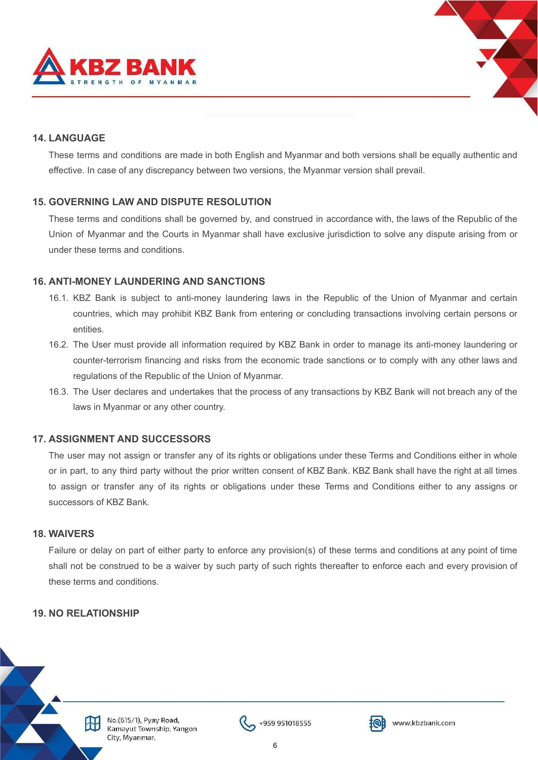## 14. LANGUAGE

These terms and conditions are made in both English and Myanmar and both versions shall be equally authentic and effective. In case of any discrepancy between two versions, the Myanmar version shall prevail.

## 15. GOVERNING LAW AND DISPUTE RESOLUTION

These terms and conditions shall be governed by, and construed in accordance with, the laws of the Republic of the Union of Myanmar and the Courts in Myanmar shall have exclusive jurisdiction to solve any dispute arising from or under these terms and conditions.

## 16. ANTI-MONEY LAUNDERING AND SANCTIONS

16.1. KBZ Bank is subject to anti-money laundering laws in the Republic of the Union of Myanmar and certain countries, which may prohibit KBZ Bank from entering or concluding transactions involving certain persons or entities.

16.2. The User must provide all information required by KBZ Bank in order to manage its anti-money laundering or counter-terrorism financing and risks from the economic trade sanctions or to comply with any other laws and regulations of the Republic of the Union of Myanmar.

16.3. The User declares and undertakes that the process of any transactions by KBZ Bank will not breach any of the laws in Myanmar or any other country.

## 17. ASSIGNMENT AND SUCCESSORS

The user may not assign or transfer any of its rights or obligations under these Terms and Conditions either in whole or in part, to any third party without the prior written consent of KBZ Bank. KBZ Bank shall have the right at all times to assign or transfer any of its rights or obligations under these Terms and Conditions either to any assigns or successors of KBZ Bank.

## 18. WAIVERS

Failure or delay on part of either party to enforce any provision(s) of these terms and conditions at any point of time shall not be construed to be a waiver by such party of such rights thereafter to enforce each and every provision of these terms and conditions.

## 19. NO RELATIONSHIP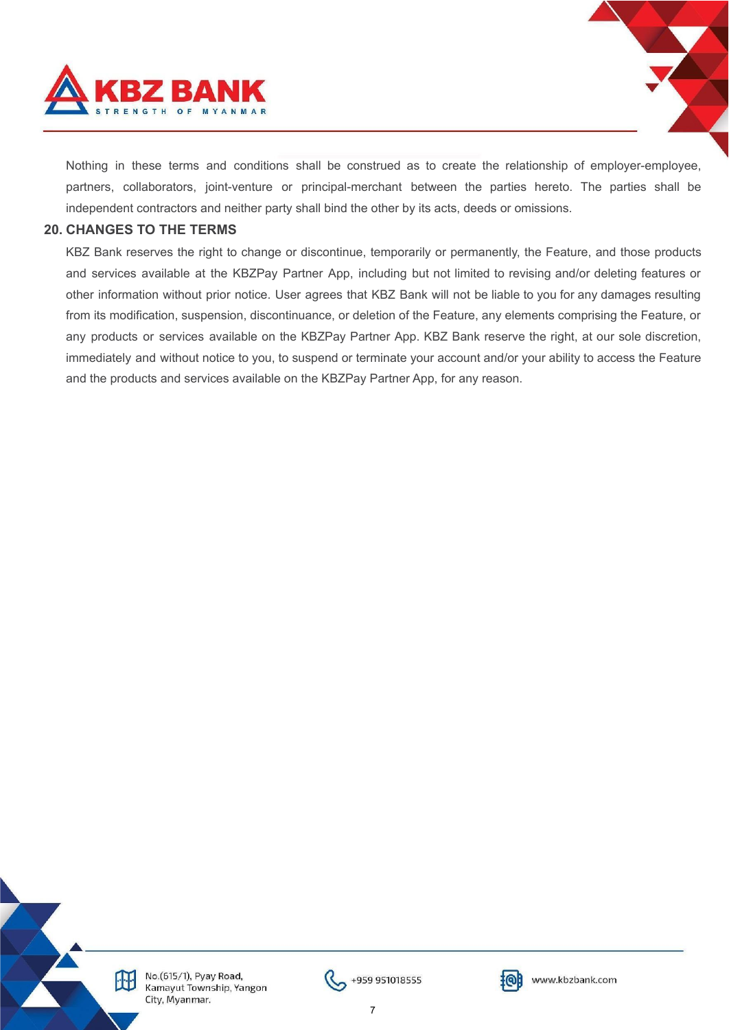Nothing in these terms and conditions shall be construed as to create the relationship of employer-employee, partners, collaborators, joint-venture or principal-merchant between the parties hereto. The parties shall be independent contractors and neither party shall bind the other by its acts, deeds or omissions.

## 20. CHANGES TO THE TERMS

KBZ Bank reserves the right to change or discontinue, temporarily or permanently, the Feature, and those products and services available at the KBZPay Partner App, including but not limited to revising and/or deleting features or other information without prior notice. User agrees that KBZ Bank will not be liable to you for any damages resulting from its modification, suspension, discontinuance, or deletion of the Feature, any elements comprising the Feature, or any products or services available on the KBZPay Partner App. KBZ Bank reserve the right, at our sole discretion, immediately and without notice to you, to suspend or terminate your account and/or your ability to access the Feature and the products and services available on the KBZPay Partner App, for any reason.